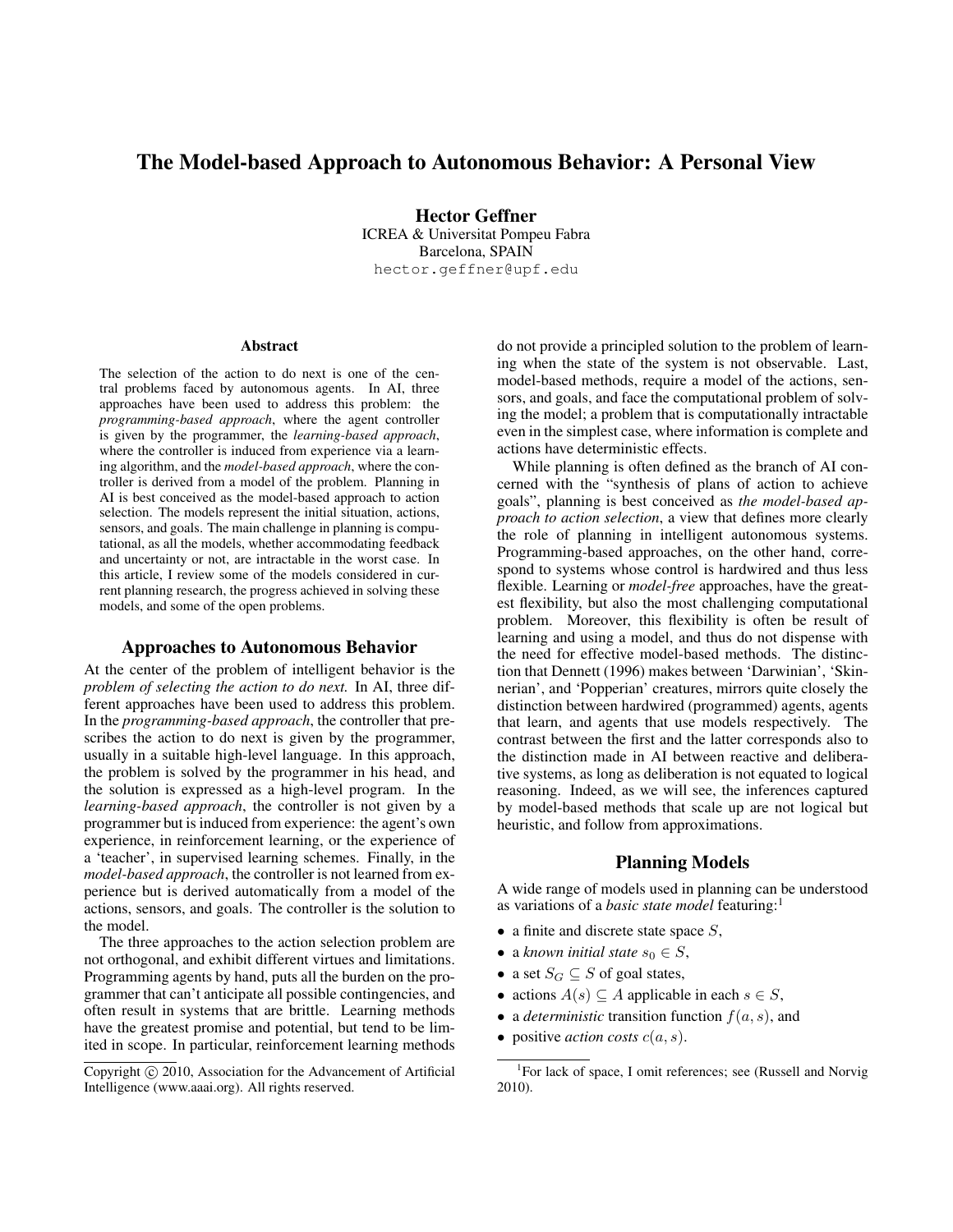# The Model-based Approach to Autonomous Behavior: A Personal View

**Hector Geffner**
ICREA & Universitat Pompeu Fabra
Barcelona, SPAIN
hector.geffner@upf.edu

### Abstract

The selection of the action to do next is one of the central problems faced by autonomous agents. In AI, three approaches have been used to address this problem: the *programming-based approach*, where the agent controller is given by the programmer, the *learning-based approach*, where the controller is induced from experience via a learning algorithm, and the *model-based approach*, where the controller is derived from a model of the problem. Planning in AI is best conceived as the model-based approach to action selection. The models represent the initial situation, actions, sensors, and goals. The main challenge in planning is computational, as all the models, whether accommodating feedback and uncertainty or not, are intractable in the worst case. In this article, I review some of the models considered in current planning research, the progress achieved in solving these models, and some of the open problems.

## Approaches to Autonomous Behavior

At the center of the problem of intelligent behavior is the *problem of selecting the action to do next.* In AI, three different approaches have been used to address this problem. In the *programming-based approach*, the controller that prescribes the action to do next is given by the programmer, usually in a suitable high-level language. In this approach, the problem is solved by the programmer in his head, and the solution is expressed as a high-level program. In the *learning-based approach*, the controller is not given by a programmer but is induced from experience: the agent's own experience, in reinforcement learning, or the experience of a 'teacher', in supervised learning schemes. Finally, in the *model-based approach*, the controller is not learned from experience but is derived automatically from a model of the actions, sensors, and goals. The controller is the solution to the model.

The three approaches to the action selection problem are not orthogonal, and exhibit different virtues and limitations. Programming agents by hand, puts all the burden on the programmer that can't anticipate all possible contingencies, and often result in systems that are brittle. Learning methods have the greatest promise and potential, but tend to be limited in scope. In particular, reinforcement learning methods do not provide a principled solution to the problem of learning when the state of the system is not observable. Last, model-based methods, require a model of the actions, sensors, and goals, and face the computational problem of solving the model; a problem that is computationally intractable even in the simplest case, where information is complete and actions have deterministic effects.

While planning is often defined as the branch of AI concerned with the "synthesis of plans of action to achieve goals", planning is best conceived as *the model-based approach to action selection*, a view that defines more clearly the role of planning in intelligent autonomous systems. Programming-based approaches, on the other hand, correspond to systems whose control is hardwired and thus less flexible. Learning or *model-free* approaches, have the greatest flexibility, but also the most challenging computational problem. Moreover, this flexibility is often be result of learning and using a model, and thus do not dispense with the need for effective model-based methods. The distinction that Dennett (1996) makes between 'Darwinian', 'Skinnerian', and 'Popperian' creatures, mirrors quite closely the distinction between hardwired (programmed) agents, agents that learn, and agents that use models respectively. The contrast between the first and the latter corresponds also to the distinction made in AI between reactive and deliberative systems, as long as deliberation is not equated to logical reasoning. Indeed, as we will see, the inferences captured by model-based methods that scale up are not logical but heuristic, and follow from approximations.

## Planning Models

A wide range of models used in planning can be understood as variations of a *basic state model* featuring:[1]

- a finite and discrete state space $S$,
- a *known initial state* $s_0 \in S$,
- a set $S_G \subseteq S$ of goal states,
- actions $A(s) \subseteq A$ applicable in each $s \in S$,
- a *deterministic* transition function $f(a, s)$, and
- positive *action costs* $c(a, s)$.

[1] For lack of space, I omit references; see (Russell and Norvig 2010).

Copyright © 2010, Association for the Advancement of Artificial Intelligence (www.aaai.org). All rights reserved.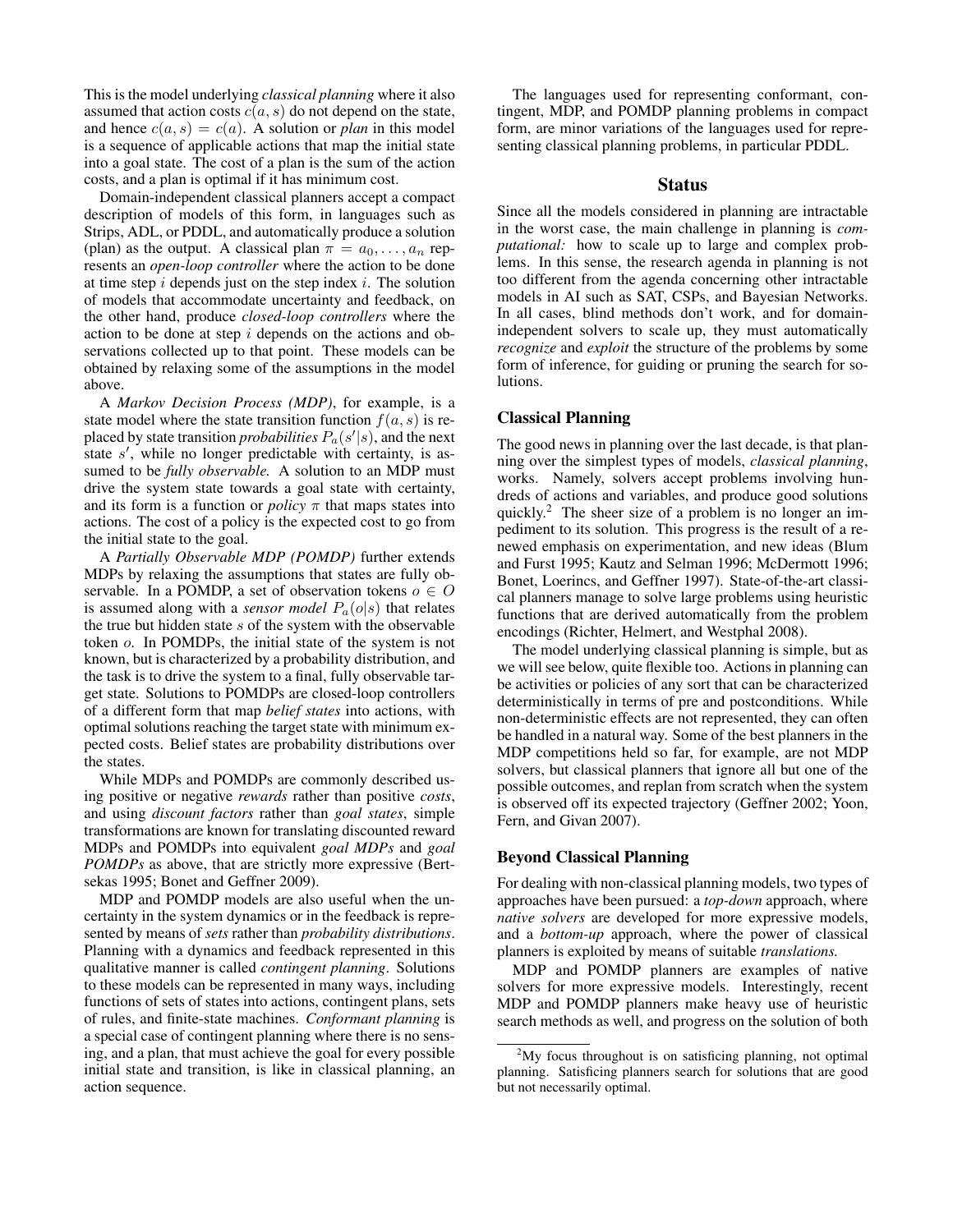This is the model underlying *classical planning* where it also assumed that action costs $c(a, s)$ do not depend on the state, and hence $c(a, s) = c(a)$. A solution or *plan* in this model is a sequence of applicable actions that map the initial state into a goal state. The cost of a plan is the sum of the action costs, and a plan is optimal if it has minimum cost.

Domain-independent classical planners accept a compact description of models of this form, in languages such as Strips, ADL, or PDDL, and automatically produce a solution (plan) as the output. A classical plan $\pi = a_0, \ldots, a_n$ represents an *open-loop controller* where the action to be done at time step $i$ depends just on the step index $i$. The solution of models that accommodate uncertainty and feedback, on the other hand, produce *closed-loop controllers* where the action to be done at step $i$ depends on the actions and observations collected up to that point. These models can be obtained by relaxing some of the assumptions in the model above.

A *Markov Decision Process (MDP)*, for example, is a state model where the state transition function $f(a, s)$ is replaced by state transition *probabilities* $P_a(s'|s)$, and the next state $s'$, while no longer predictable with certainty, is assumed to be *fully observable.* A solution to an MDP must drive the system state towards a goal state with certainty, and its form is a function or *policy* $\pi$ that maps states into actions. The cost of a policy is the expected cost to go from the initial state to the goal.

A *Partially Observable MDP (POMDP)* further extends MDPs by relaxing the assumptions that states are fully observable. In a POMDP, a set of observation tokens $o \in O$ is assumed along with a *sensor model* $P_a(o|s)$ that relates the true but hidden state $s$ of the system with the observable token $o$. In POMDPs, the initial state of the system is not known, but is characterized by a probability distribution, and the task is to drive the system to a final, fully observable target state. Solutions to POMDPs are closed-loop controllers of a different form that map *belief states* into actions, with optimal solutions reaching the target state with minimum expected costs. Belief states are probability distributions over the states.

While MDPs and POMDPs are commonly described using positive or negative *rewards* rather than positive *costs*, and using *discount factors* rather than *goal states*, simple transformations are known for translating discounted reward MDPs and POMDPs into equivalent *goal MDPs* and *goal POMDPs* as above, that are strictly more expressive (Bertsekas 1995; Bonet and Geffner 2009).

MDP and POMDP models are also useful when the uncertainty in the system dynamics or in the feedback is represented by means of *sets* rather than *probability distributions*. Planning with a dynamics and feedback represented in this qualitative manner is called *contingent planning*. Solutions to these models can be represented in many ways, including functions of sets of states into actions, contingent plans, sets of rules, and finite-state machines. *Conformant planning* is a special case of contingent planning where there is no sensing, and a plan, that must achieve the goal for every possible initial state and transition, is like in classical planning, an action sequence.

The languages used for representing conformant, contingent, MDP, and POMDP planning problems in compact form, are minor variations of the languages used for representing classical planning problems, in particular PDDL.

## Status

Since all the models considered in planning are intractable in the worst case, the main challenge in planning is *computational:* how to scale up to large and complex problems. In this sense, the research agenda in planning is not too different from the agenda concerning other intractable models in AI such as SAT, CSPs, and Bayesian Networks. In all cases, blind methods don't work, and for domain-independent solvers to scale up, they must automatically *recognize* and *exploit* the structure of the problems by some form of inference, for guiding or pruning the search for solutions.

### Classical Planning

The good news in planning over the last decade, is that planning over the simplest types of models, *classical planning*, works. Namely, solvers accept problems involving hundreds of actions and variables, and produce good solutions quickly.[2] The sheer size of a problem is no longer an impediment to its solution. This progress is the result of a renewed emphasis on experimentation, and new ideas (Blum and Furst 1995; Kautz and Selman 1996; McDermott 1996; Bonet, Loerincs, and Geffner 1997). State-of-the-art classical planners manage to solve large problems using heuristic functions that are derived automatically from the problem encodings (Richter, Helmert, and Westphal 2008).

The model underlying classical planning is simple, but as we will see below, quite flexible too. Actions in planning can be activities or policies of any sort that can be characterized deterministically in terms of pre and postconditions. While non-deterministic effects are not represented, they can often be handled in a natural way. Some of the best planners in the MDP competitions held so far, for example, are not MDP solvers, but classical planners that ignore all but one of the possible outcomes, and replan from scratch when the system is observed off its expected trajectory (Geffner 2002; Yoon, Fern, and Givan 2007).

### Beyond Classical Planning

For dealing with non-classical planning models, two types of approaches have been pursued: a *top-down* approach, where *native solvers* are developed for more expressive models, and a *bottom-up* approach, where the power of classical planners is exploited by means of suitable *translations.*

MDP and POMDP planners are examples of native solvers for more expressive models. Interestingly, recent MDP and POMDP planners make heavy use of heuristic search methods as well, and progress on the solution of both

[2] My focus throughout is on satisficing planning, not optimal planning. Satisficing planners search for solutions that are good but not necessarily optimal.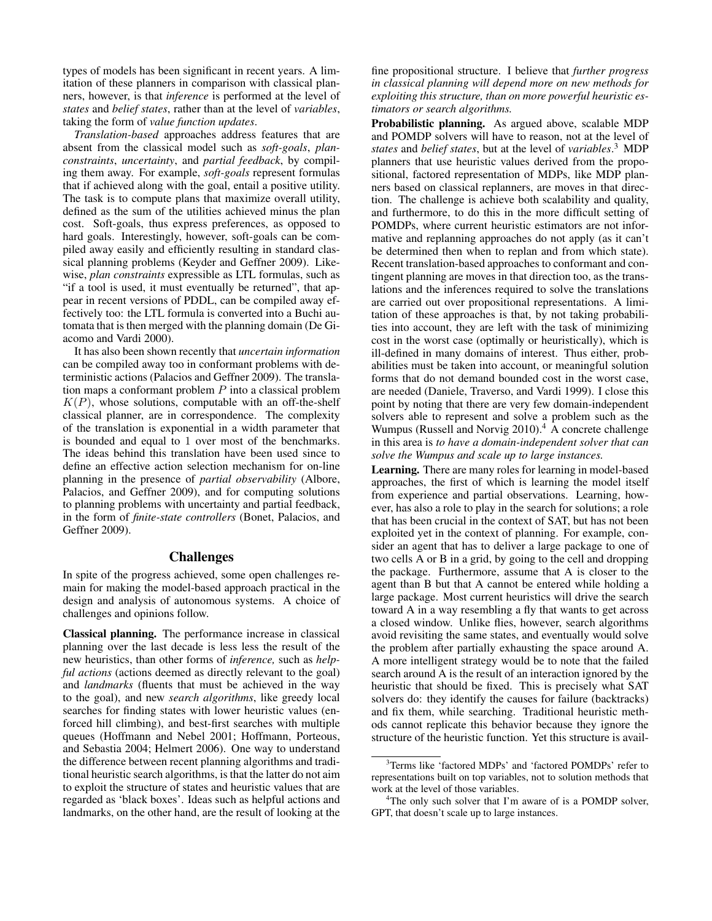types of models has been significant in recent years. A limitation of these planners in comparison with classical planners, however, is that *inference* is performed at the level of *states* and *belief states*, rather than at the level of *variables*, taking the form of *value function updates*.

*Translation-based* approaches address features that are absent from the classical model such as *soft-goals*, *plan-constraints*, *uncertainty*, and *partial feedback*, by compiling them away. For example, *soft-goals* represent formulas that if achieved along with the goal, entail a positive utility. The task is to compute plans that maximize overall utility, defined as the sum of the utilities achieved minus the plan cost. Soft-goals, thus express preferences, as opposed to hard goals. Interestingly, however, soft-goals can be compiled away easily and efficiently resulting in standard classical planning problems (Keyder and Geffner 2009). Likewise, *plan constraints* expressible as LTL formulas, such as "if a tool is used, it must eventually be returned", that appear in recent versions of PDDL, can be compiled away effectively too: the LTL formula is converted into a Buchi automata that is then merged with the planning domain (De Giacomo and Vardi 2000).

It has also been shown recently that *uncertain information* can be compiled away too in conformant problems with deterministic actions (Palacios and Geffner 2009). The translation maps a conformant problem $P$ into a classical problem $K(P)$, whose solutions, computable with an off-the-shelf classical planner, are in correspondence. The complexity of the translation is exponential in a width parameter that is bounded and equal to 1 over most of the benchmarks. The ideas behind this translation have been used since to define an effective action selection mechanism for on-line planning in the presence of *partial observability* (Albore, Palacios, and Geffner 2009), and for computing solutions to planning problems with uncertainty and partial feedback, in the form of *finite-state controllers* (Bonet, Palacios, and Geffner 2009).

## Challenges

In spite of the progress achieved, some open challenges remain for making the model-based approach practical in the design and analysis of autonomous systems. A choice of challenges and opinions follow.

**Classical planning.** The performance increase in classical planning over the last decade is less less the result of the new heuristics, than other forms of *inference,* such as *helpful actions* (actions deemed as directly relevant to the goal) and *landmarks* (fluents that must be achieved in the way to the goal), and new *search algorithms*, like greedy local searches for finding states with lower heuristic values (enforced hill climbing), and best-first searches with multiple queues (Hoffmann and Nebel 2001; Hoffmann, Porteous, and Sebastia 2004; Helmert 2006). One way to understand the difference between recent planning algorithms and traditional heuristic search algorithms, is that the latter do not aim to exploit the structure of states and heuristic values that are regarded as 'black boxes'. Ideas such as helpful actions and landmarks, on the other hand, are the result of looking at the fine propositional structure. I believe that *further progress in classical planning will depend more on new methods for exploiting this structure, than on more powerful heuristic estimators or search algorithms.*

**Probabilistic planning.** As argued above, scalable MDP and POMDP solvers will have to reason, not at the level of *states* and *belief states*, but at the level of *variables*.[3] MDP planners that use heuristic values derived from the propositional, factored representation of MDPs, like MDP planners based on classical replanners, are moves in that direction. The challenge is achieve both scalability and quality, and furthermore, to do this in the more difficult setting of POMDPs, where current heuristic estimators are not informative and replanning approaches do not apply (as it can't be determined then when to replan and from which state). Recent translation-based approaches to conformant and contingent planning are moves in that direction too, as the translations and the inferences required to solve the translations are carried out over propositional representations. A limitation of these approaches is that, by not taking probabilities into account, they are left with the task of minimizing cost in the worst case (optimally or heuristically), which is ill-defined in many domains of interest. Thus either, probabilities must be taken into account, or meaningful solution forms that do not demand bounded cost in the worst case, are needed (Daniele, Traverso, and Vardi 1999). I close this point by noting that there are very few domain-independent solvers able to represent and solve a problem such as the Wumpus (Russell and Norvig 2010).[4] A concrete challenge in this area is *to have a domain-independent solver that can solve the Wumpus and scale up to large instances.*

**Learning.** There are many roles for learning in model-based approaches, the first of which is learning the model itself from experience and partial observations. Learning, however, has also a role to play in the search for solutions; a role that has been crucial in the context of SAT, but has not been exploited yet in the context of planning. For example, consider an agent that has to deliver a large package to one of two cells A or B in a grid, by going to the cell and dropping the package. Furthermore, assume that A is closer to the agent than B but that A cannot be entered while holding a large package. Most current heuristics will drive the search toward A in a way resembling a fly that wants to get across a closed window. Unlike flies, however, search algorithms avoid revisiting the same states, and eventually would solve the problem after partially exhausting the space around A. A more intelligent strategy would be to note that the failed search around A is the result of an interaction ignored by the heuristic that should be fixed. This is precisely what SAT solvers do: they identify the causes for failure (backtracks) and fix them, while searching. Traditional heuristic methods cannot replicate this behavior because they ignore the structure of the heuristic function. Yet this structure is avail-

[3] Terms like 'factored MDPs' and 'factored POMDPs' refer to representations built on top variables, not to solution methods that work at the level of those variables.

[4] The only such solver that I'm aware of is a POMDP solver, GPT, that doesn't scale up to large instances.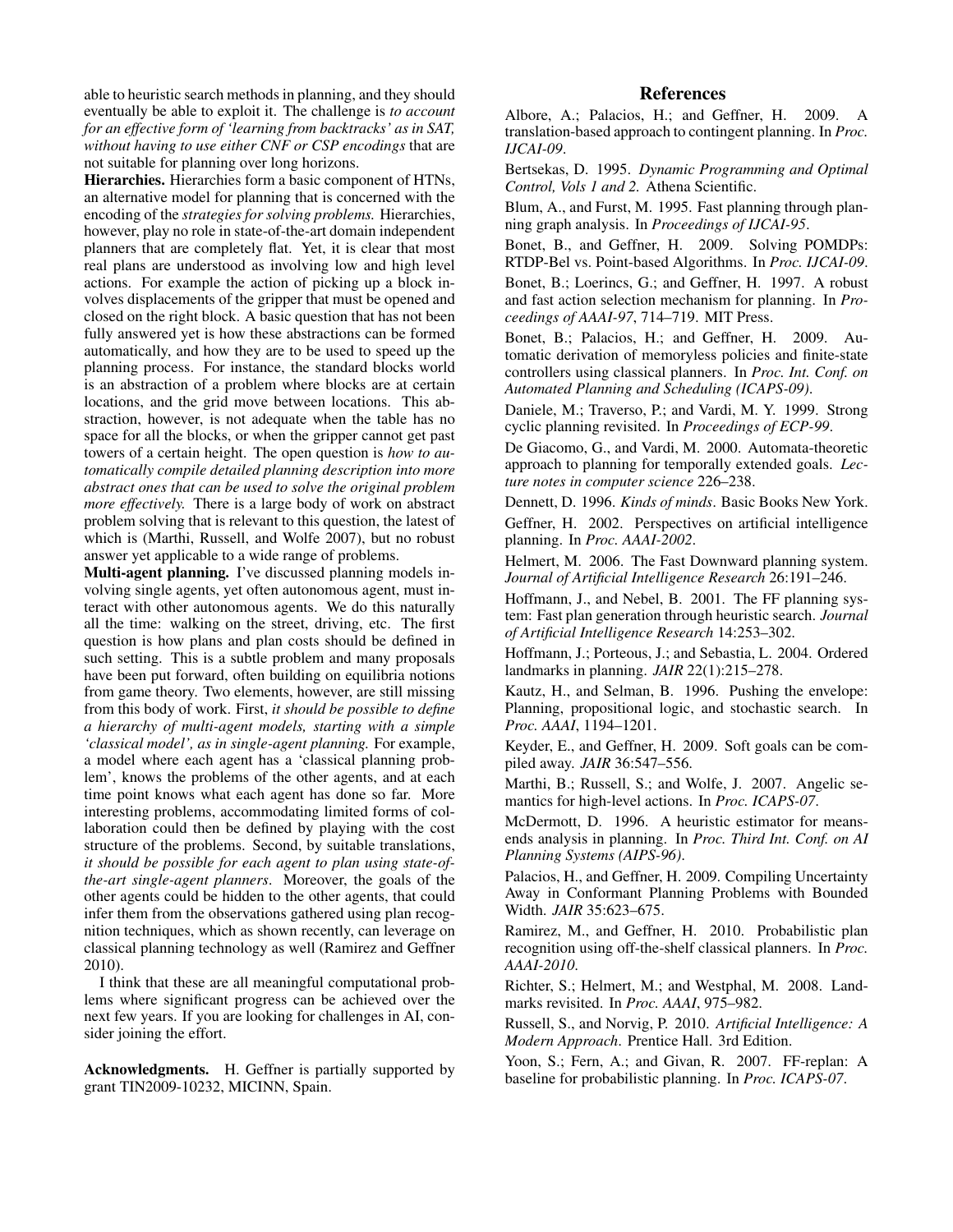able to heuristic search methods in planning, and they should eventually be able to exploit it. The challenge is *to account for an effective form of 'learning from backtracks' as in SAT, without having to use either CNF or CSP encodings* that are not suitable for planning over long horizons.

**Hierarchies.** Hierarchies form a basic component of HTNs, an alternative model for planning that is concerned with the encoding of the *strategies for solving problems.* Hierarchies, however, play no role in state-of-the-art domain independent planners that are completely flat. Yet, it is clear that most real plans are understood as involving low and high level actions. For example the action of picking up a block involves displacements of the gripper that must be opened and closed on the right block. A basic question that has not been fully answered yet is how these abstractions can be formed automatically, and how they are to be used to speed up the planning process. For instance, the standard blocks world is an abstraction of a problem where blocks are at certain locations, and the grid move between locations. This abstraction, however, is not adequate when the table has no space for all the blocks, or when the gripper cannot get past towers of a certain height. The open question is *how to automatically compile detailed planning description into more abstract ones that can be used to solve the original problem more effectively.* There is a large body of work on abstract problem solving that is relevant to this question, the latest of which is (Marthi, Russell, and Wolfe 2007), but no robust answer yet applicable to a wide range of problems.

**Multi-agent planning.** I've discussed planning models involving single agents, yet often autonomous agent, must interact with other autonomous agents. We do this naturally all the time: walking on the street, driving, etc. The first question is how plans and plan costs should be defined in such setting. This is a subtle problem and many proposals have been put forward, often building on equilibria notions from game theory. Two elements, however, are still missing from this body of work. First, *it should be possible to define a hierarchy of multi-agent models, starting with a simple 'classical model', as in single-agent planning.* For example, a model where each agent has a 'classical planning problem', knows the problems of the other agents, and at each time point knows what each agent has done so far. More interesting problems, accommodating limited forms of collaboration could then be defined by playing with the cost structure of the problems. Second, by suitable translations, *it should be possible for each agent to plan using state-of-the-art single-agent planners*. Moreover, the goals of the other agents could be hidden to the other agents, that could infer them from the observations gathered using plan recognition techniques, which as shown recently, can leverage on classical planning technology as well (Ramirez and Geffner 2010).

I think that these are all meaningful computational problems where significant progress can be achieved over the next few years. If you are looking for challenges in AI, consider joining the effort.

**Acknowledgments.** H. Geffner is partially supported by grant TIN2009-10232, MICINN, Spain.

## References

Albore, A.; Palacios, H.; and Geffner, H. 2009. A translation-based approach to contingent planning. In *Proc. IJCAI-09*.

Bertsekas, D. 1995. *Dynamic Programming and Optimal Control, Vols 1 and 2.* Athena Scientific.

Blum, A., and Furst, M. 1995. Fast planning through planning graph analysis. In *Proceedings of IJCAI-95*.

Bonet, B., and Geffner, H. 2009. Solving POMDPs: RTDP-Bel vs. Point-based Algorithms. In *Proc. IJCAI-09*.

Bonet, B.; Loerincs, G.; and Geffner, H. 1997. A robust and fast action selection mechanism for planning. In *Proceedings of AAAI-97*, 714–719. MIT Press.

Bonet, B.; Palacios, H.; and Geffner, H. 2009. Automatic derivation of memoryless policies and finite-state controllers using classical planners. In *Proc. Int. Conf. on Automated Planning and Scheduling (ICAPS-09)*.

Daniele, M.; Traverso, P.; and Vardi, M. Y. 1999. Strong cyclic planning revisited. In *Proceedings of ECP-99*.

De Giacomo, G., and Vardi, M. 2000. Automata-theoretic approach to planning for temporally extended goals. *Lecture notes in computer science* 226–238.

Dennett, D. 1996. *Kinds of minds*. Basic Books New York.

Geffner, H. 2002. Perspectives on artificial intelligence planning. In *Proc. AAAI-2002*.

Helmert, M. 2006. The Fast Downward planning system. *Journal of Artificial Intelligence Research* 26:191–246.

Hoffmann, J., and Nebel, B. 2001. The FF planning system: Fast plan generation through heuristic search. *Journal of Artificial Intelligence Research* 14:253–302.

Hoffmann, J.; Porteous, J.; and Sebastia, L. 2004. Ordered landmarks in planning. *JAIR* 22(1):215–278.

Kautz, H., and Selman, B. 1996. Pushing the envelope: Planning, propositional logic, and stochastic search. In *Proc. AAAI*, 1194–1201.

Keyder, E., and Geffner, H. 2009. Soft goals can be compiled away. *JAIR* 36:547–556.

Marthi, B.; Russell, S.; and Wolfe, J. 2007. Angelic semantics for high-level actions. In *Proc. ICAPS-07*.

McDermott, D. 1996. A heuristic estimator for means-ends analysis in planning. In *Proc. Third Int. Conf. on AI Planning Systems (AIPS-96)*.

Palacios, H., and Geffner, H. 2009. Compiling Uncertainty Away in Conformant Planning Problems with Bounded Width. *JAIR* 35:623–675.

Ramirez, M., and Geffner, H. 2010. Probabilistic plan recognition using off-the-shelf classical planners. In *Proc. AAAI-2010*.

Richter, S.; Helmert, M.; and Westphal, M. 2008. Landmarks revisited. In *Proc. AAAI*, 975–982.

Russell, S., and Norvig, P. 2010. *Artificial Intelligence: A Modern Approach*. Prentice Hall. 3rd Edition.

Yoon, S.; Fern, A.; and Givan, R. 2007. FF-replan: A baseline for probabilistic planning. In *Proc. ICAPS-07*.